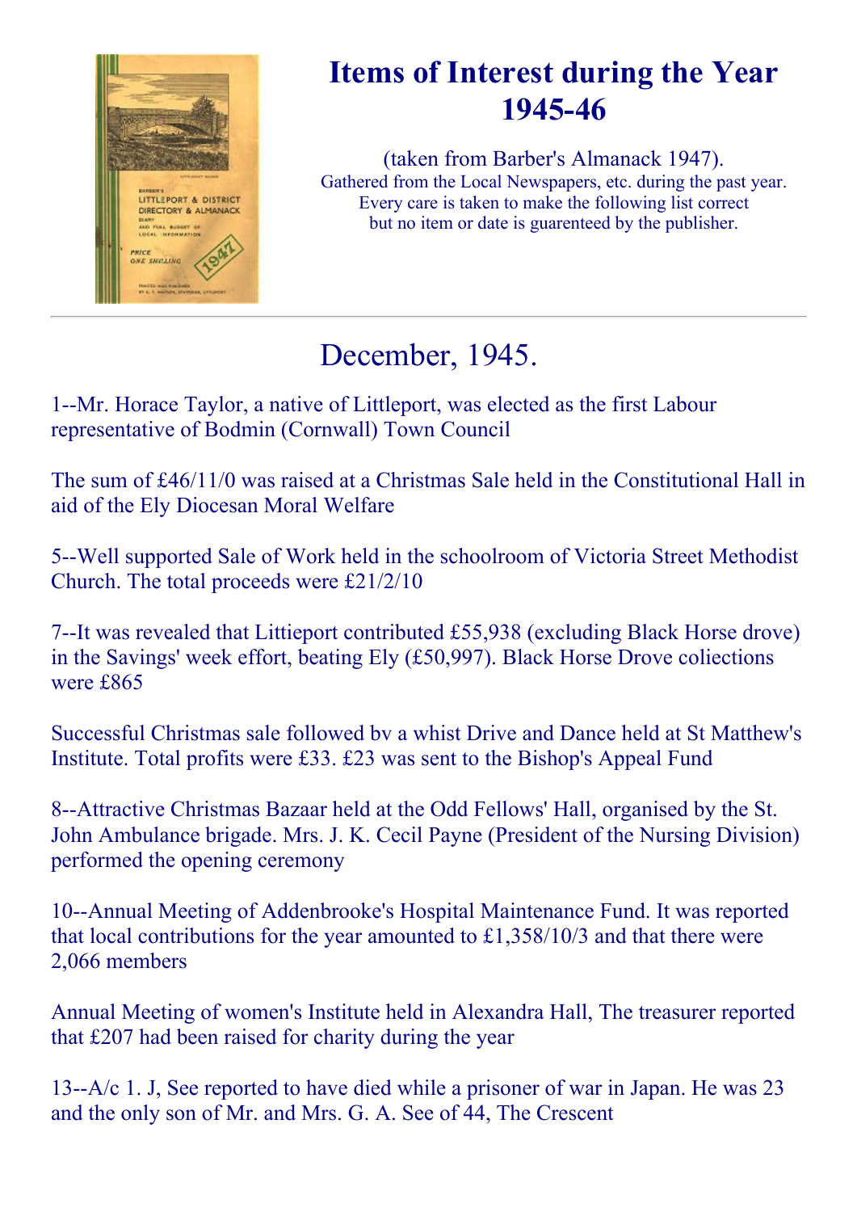# Items of Interest during the Year 1945-46

(taken from Barber's Almanack 1947).
Gathered from the Local Newspapers, etc. during the past year.
Every care is taken to make the following list correct
but no item or date is guarenteed by the publisher.

---

## December, 1945.

1--Mr. Horace Taylor, a native of Littleport, was elected as the first Labour representative of Bodmin (Cornwall) Town Council

The sum of £46/11/0 was raised at a Christmas Sale held in the Constitutional Hall in aid of the Ely Diocesan Moral Welfare

5--Well supported Sale of Work held in the schoolroom of Victoria Street Methodist Church. The total proceeds were £21/2/10

7--It was revealed that Littieport contributed £55,938 (excluding Black Horse drove) in the Savings' week effort, beating Ely (£50,997). Black Horse Drove coliections were £865

Successful Christmas sale followed bv a whist Drive and Dance held at St Matthew's Institute. Total profits were £33. £23 was sent to the Bishop's Appeal Fund

8--Attractive Christmas Bazaar held at the Odd Fellows' Hall, organised by the St. John Ambulance brigade. Mrs. J. K. Cecil Payne (President of the Nursing Division) performed the opening ceremony

10--Annual Meeting of Addenbrooke's Hospital Maintenance Fund. It was reported that local contributions for the year amounted to £1,358/10/3 and that there were 2,066 members

Annual Meeting of women's Institute held in Alexandra Hall, The treasurer reported that £207 had been raised for charity during the year

13--A/c 1. J, See reported to have died while a prisoner of war in Japan. He was 23 and the only son of Mr. and Mrs. G. A. See of 44, The Crescent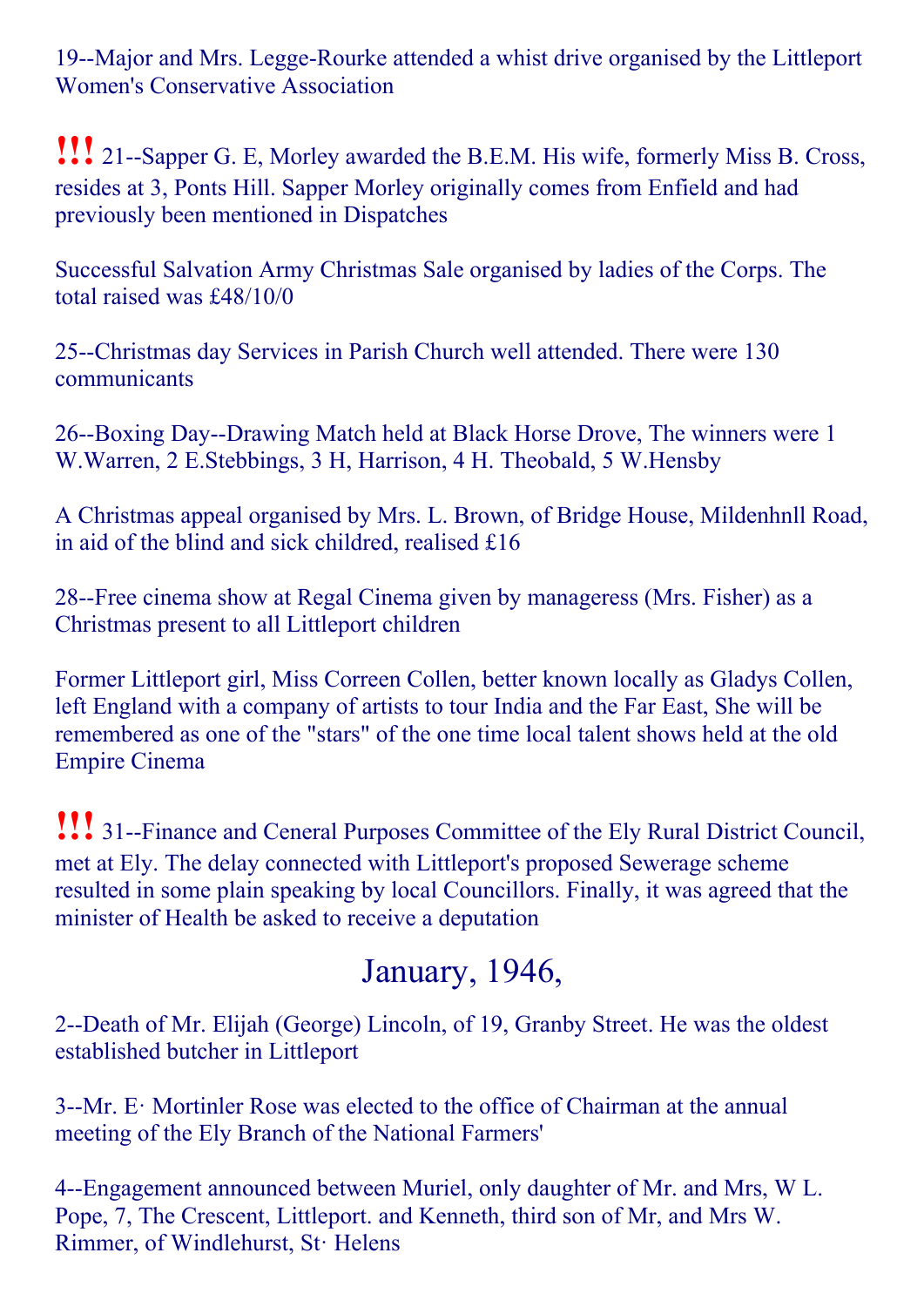19--Major and Mrs. Legge-Rourke attended a whist drive organised by the Littleport Women's Conservative Association

**!!!** 21--Sapper G. E, Morley awarded the B.E.M. His wife, formerly Miss B. Cross, resides at 3, Ponts Hill. Sapper Morley originally comes from Enfield and had previously been mentioned in Dispatches

Successful Salvation Army Christmas Sale organised by ladies of the Corps. The total raised was £48/10/0

25--Christmas day Services in Parish Church well attended. There were 130 communicants

26--Boxing Day--Drawing Match held at Black Horse Drove, The winners were 1 W.Warren, 2 E.Stebbings, 3 H, Harrison, 4 H. Theobald, 5 W.Hensby

A Christmas appeal organised by Mrs. L. Brown, of Bridge House, Mildenhnll Road, in aid of the blind and sick childred, realised £16

28--Free cinema show at Regal Cinema given by manageress (Mrs. Fisher) as a Christmas present to all Littleport children

Former Littleport girl, Miss Correen Collen, better known locally as Gladys Collen, left England with a company of artists to tour India and the Far East, She will be remembered as one of the "stars" of the one time local talent shows held at the old Empire Cinema

**!!!** 31--Finance and Ceneral Purposes Committee of the Ely Rural District Council, met at Ely. The delay connected with Littleport's proposed Sewerage scheme resulted in some plain speaking by local Councillors. Finally, it was agreed that the minister of Health be asked to receive a deputation

## January, 1946,

2--Death of Mr. Elijah (George) Lincoln, of 19, Granby Street. He was the oldest established butcher in Littleport

3--Mr. E· Mortinler Rose was elected to the office of Chairman at the annual meeting of the Ely Branch of the National Farmers'

4--Engagement announced between Muriel, only daughter of Mr. and Mrs, W L. Pope, 7, The Crescent, Littleport. and Kenneth, third son of Mr, and Mrs W. Rimmer, of Windlehurst, St· Helens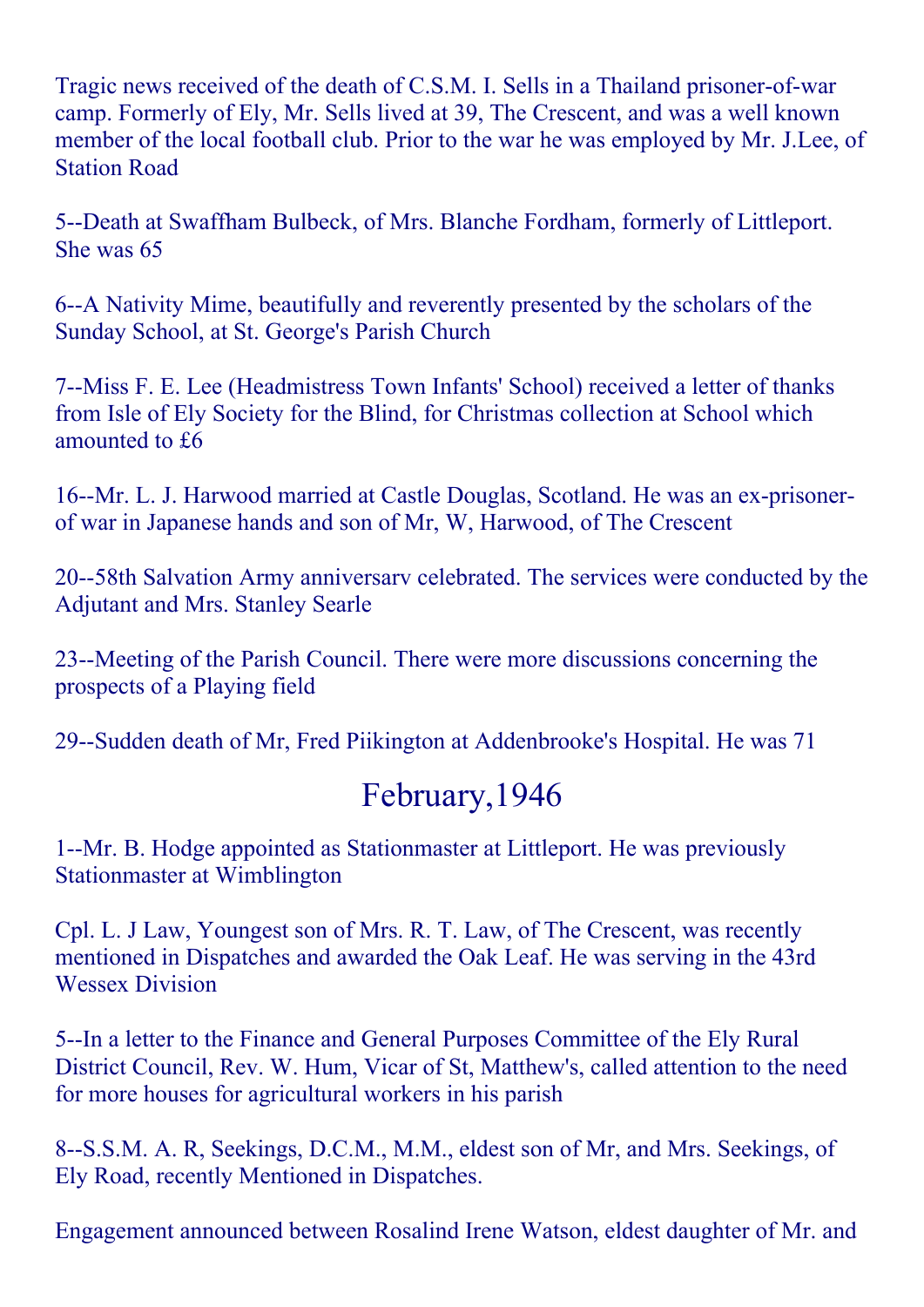Tragic news received of the death of C.S.M. I. Sells in a Thailand prisoner-of-war camp. Formerly of Ely, Mr. Sells lived at 39, The Crescent, and was a well known member of the local football club. Prior to the war he was employed by Mr. J.Lee, of Station Road

5--Death at Swaffham Bulbeck, of Mrs. Blanche Fordham, formerly of Littleport. She was 65

6--A Nativity Mime, beautifully and reverently presented by the scholars of the Sunday School, at St. George's Parish Church

7--Miss F. E. Lee (Headmistress Town Infants' School) received a letter of thanks from Isle of Ely Society for the Blind, for Christmas collection at School which amounted to £6

16--Mr. L. J. Harwood married at Castle Douglas, Scotland. He was an ex-prisoner-of war in Japanese hands and son of Mr, W, Harwood, of The Crescent

20--58th Salvation Army anniversarv celebrated. The services were conducted by the Adjutant and Mrs. Stanley Searle

23--Meeting of the Parish Council. There were more discussions concerning the prospects of a Playing field

29--Sudden death of Mr, Fred Piikington at Addenbrooke's Hospital. He was 71

## February,1946

1--Mr. B. Hodge appointed as Stationmaster at Littleport. He was previously Stationmaster at Wimblington

Cpl. L. J Law, Youngest son of Mrs. R. T. Law, of The Crescent, was recently mentioned in Dispatches and awarded the Oak Leaf. He was serving in the 43rd Wessex Division

5--In a letter to the Finance and General Purposes Committee of the Ely Rural District Council, Rev. W. Hum, Vicar of St, Matthew's, called attention to the need for more houses for agricultural workers in his parish

8--S.S.M. A. R, Seekings, D.C.M., M.M., eldest son of Mr, and Mrs. Seekings, of Ely Road, recently Mentioned in Dispatches.

Engagement announced between Rosalind Irene Watson, eldest daughter of Mr. and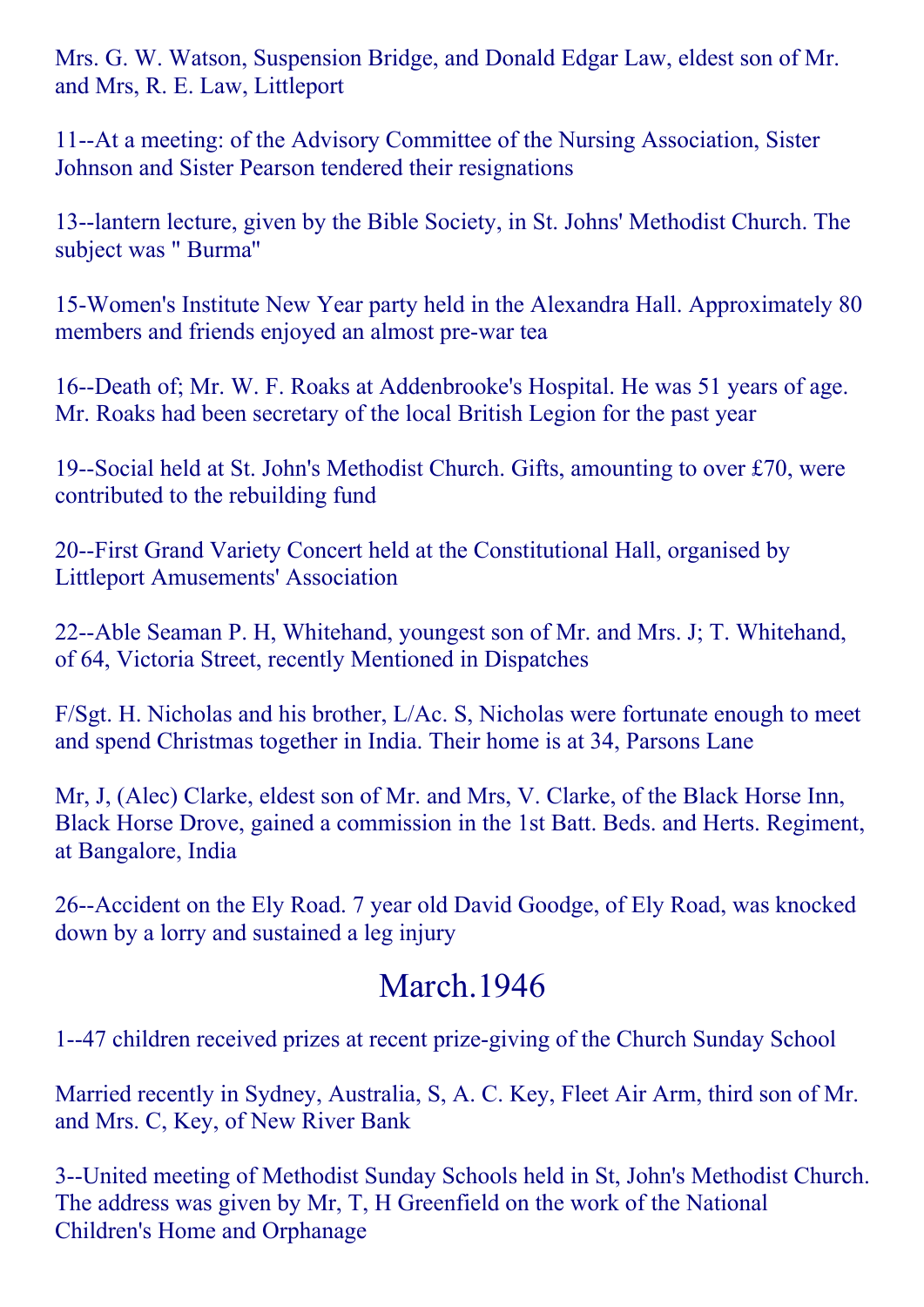Mrs. G. W. Watson, Suspension Bridge, and Donald Edgar Law, eldest son of Mr. and Mrs, R. E. Law, Littleport

11--At a meeting: of the Advisory Committee of the Nursing Association, Sister Johnson and Sister Pearson tendered their resignations

13--lantern lecture, given by the Bible Society, in St. Johns' Methodist Church. The subject was " Burma"

15-Women's Institute New Year party held in the Alexandra Hall. Approximately 80 members and friends enjoyed an almost pre-war tea

16--Death of; Mr. W. F. Roaks at Addenbrooke's Hospital. He was 51 years of age. Mr. Roaks had been secretary of the local British Legion for the past year

19--Social held at St. John's Methodist Church. Gifts, amounting to over £70, were contributed to the rebuilding fund

20--First Grand Variety Concert held at the Constitutional Hall, organised by Littleport Amusements' Association

22--Able Seaman P. H, Whitehand, youngest son of Mr. and Mrs. J; T. Whitehand, of 64, Victoria Street, recently Mentioned in Dispatches

F/Sgt. H. Nicholas and his brother, L/Ac. S, Nicholas were fortunate enough to meet and spend Christmas together in India. Their home is at 34, Parsons Lane

Mr, J, (Alec) Clarke, eldest son of Mr. and Mrs, V. Clarke, of the Black Horse Inn, Black Horse Drove, gained a commission in the 1st Batt. Beds. and Herts. Regiment, at Bangalore, India

26--Accident on the Ely Road. 7 year old David Goodge, of Ely Road, was knocked down by a lorry and sustained a leg injury

## March.1946

1--47 children received prizes at recent prize-giving of the Church Sunday School

Married recently in Sydney, Australia, S, A. C. Key, Fleet Air Arm, third son of Mr. and Mrs. C, Key, of New River Bank

3--United meeting of Methodist Sunday Schools held in St, John's Methodist Church. The address was given by Mr, T, H Greenfield on the work of the National Children's Home and Orphanage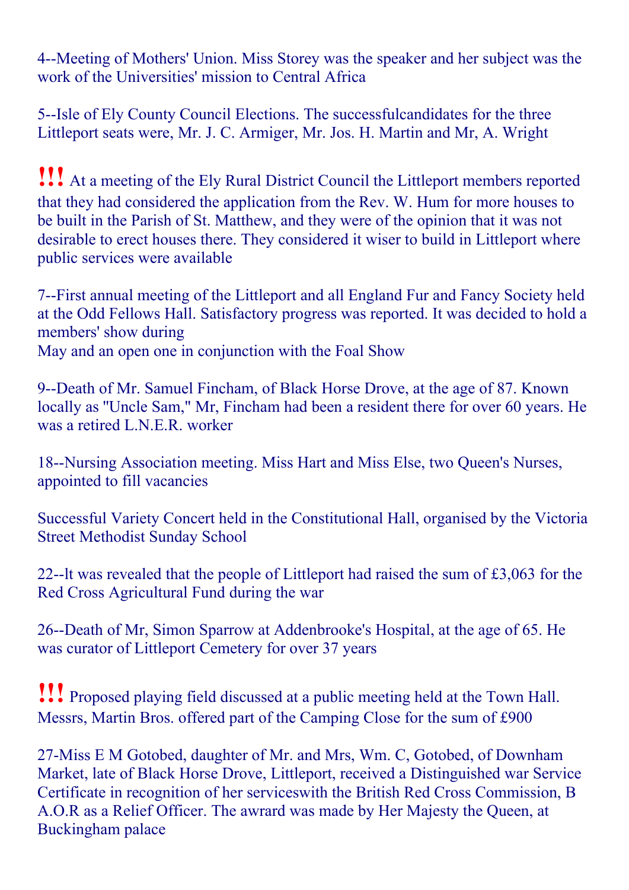4--Meeting of Mothers' Union. Miss Storey was the speaker and her subject was the work of the Universities' mission to Central Africa

5--Isle of Ely County Council Elections. The successfulcandidates for the three Littleport seats were, Mr. J. C. Armiger, Mr. Jos. H. Martin and Mr, A. Wright

**!!!** At a meeting of the Ely Rural District Council the Littleport members reported that they had considered the application from the Rev. W. Hum for more houses to be built in the Parish of St. Matthew, and they were of the opinion that it was not desirable to erect houses there. They considered it wiser to build in Littleport where public services were available

7--First annual meeting of the Littleport and all England Fur and Fancy Society held at the Odd Fellows Hall. Satisfactory progress was reported. It was decided to hold a members' show during
May and an open one in conjunction with the Foal Show

9--Death of Mr. Samuel Fincham, of Black Horse Drove, at the age of 87. Known locally as "Uncle Sam," Mr, Fincham had been a resident there for over 60 years. He was a retired L.N.E.R. worker

18--Nursing Association meeting. Miss Hart and Miss Else, two Queen's Nurses, appointed to fill vacancies

Successful Variety Concert held in the Constitutional Hall, organised by the Victoria Street Methodist Sunday School

22--lt was revealed that the people of Littleport had raised the sum of £3,063 for the Red Cross Agricultural Fund during the war

26--Death of Mr, Simon Sparrow at Addenbrooke's Hospital, at the age of 65. He was curator of Littleport Cemetery for over 37 years

**!!!** Proposed playing field discussed at a public meeting held at the Town Hall. Messrs, Martin Bros. offered part of the Camping Close for the sum of £900

27-Miss E M Gotobed, daughter of Mr. and Mrs, Wm. C, Gotobed, of Downham Market, late of Black Horse Drove, Littleport, received a Distinguished war Service Certificate in recognition of her serviceswith the British Red Cross Commission, B A.O.R as a Relief Officer. The awrard was made by Her Majesty the Queen, at Buckingham palace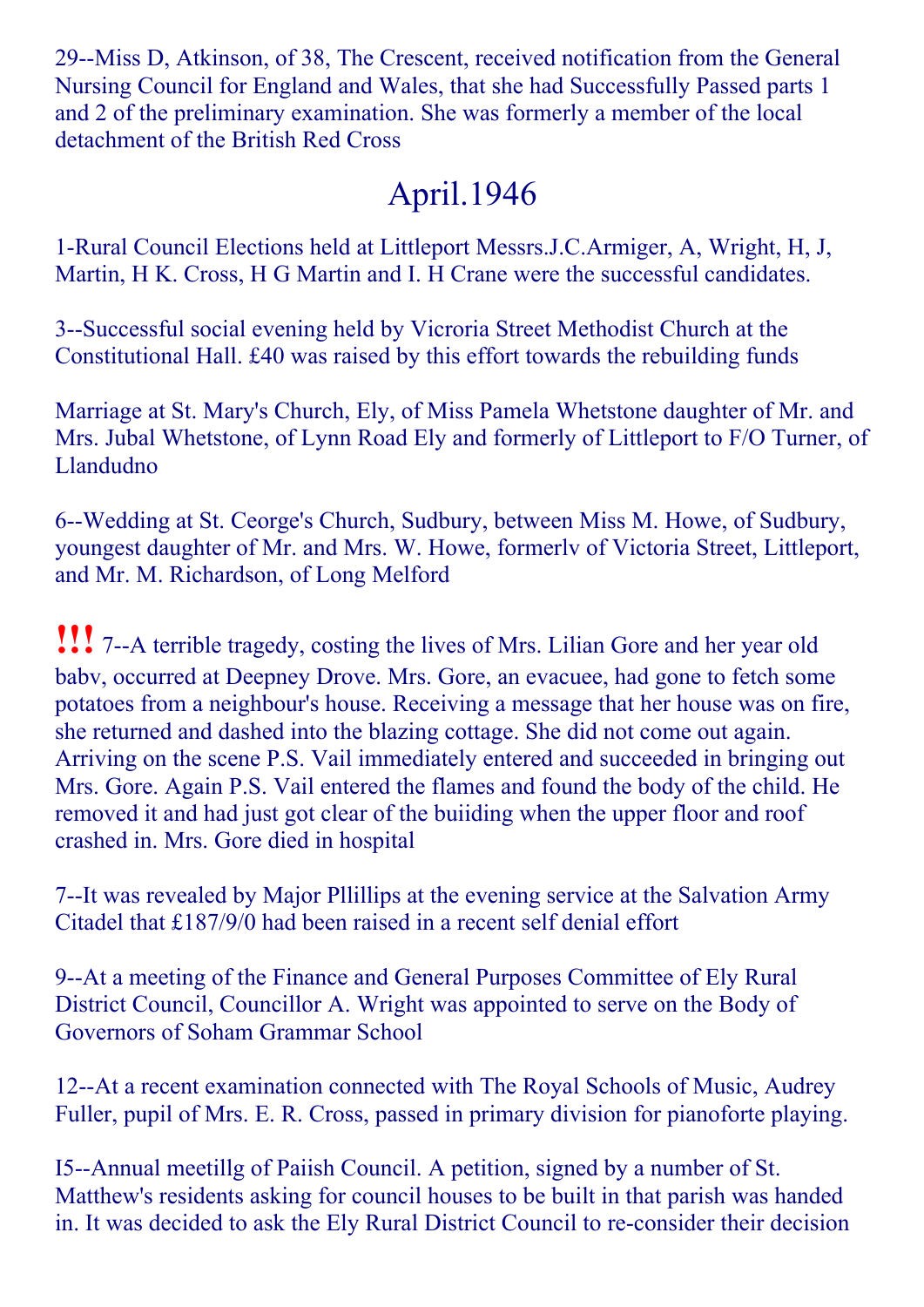29--Miss D, Atkinson, of 38, The Crescent, received notification from the General Nursing Council for England and Wales, that she had Successfully Passed parts 1 and 2 of the preliminary examination. She was formerly a member of the local detachment of the British Red Cross

## April.1946

1-Rural Council Elections held at Littleport Messrs.J.C.Armiger, A, Wright, H, J, Martin, H K. Cross, H G Martin and I. H Crane were the successful candidates.

3--Successful social evening held by Vicroria Street Methodist Church at the Constitutional Hall. £40 was raised by this effort towards the rebuilding funds

Marriage at St. Mary's Church, Ely, of Miss Pamela Whetstone daughter of Mr. and Mrs. Jubal Whetstone, of Lynn Road Ely and formerly of Littleport to F/O Turner, of Llandudno

6--Wedding at St. Ceorge's Church, Sudbury, between Miss M. Howe, of Sudbury, youngest daughter of Mr. and Mrs. W. Howe, formerlv of Victoria Street, Littleport, and Mr. M. Richardson, of Long Melford

**!!!** 7--A terrible tragedy, costing the lives of Mrs. Lilian Gore and her year old babv, occurred at Deepney Drove. Mrs. Gore, an evacuee, had gone to fetch some potatoes from a neighbour's house. Receiving a message that her house was on fire, she returned and dashed into the blazing cottage. She did not come out again. Arriving on the scene P.S. Vail immediately entered and succeeded in bringing out Mrs. Gore. Again P.S. Vail entered the flames and found the body of the child. He removed it and had just got clear of the buiiding when the upper floor and roof crashed in. Mrs. Gore died in hospital

7--It was revealed by Major Pllillips at the evening service at the Salvation Army Citadel that £187/9/0 had been raised in a recent self denial effort

9--At a meeting of the Finance and General Purposes Committee of Ely Rural District Council, Councillor A. Wright was appointed to serve on the Body of Governors of Soham Grammar School

12--At a recent examination connected with The Royal Schools of Music, Audrey Fuller, pupil of Mrs. E. R. Cross, passed in primary division for pianoforte playing.

I5--Annual meetillg of Paiish Council. A petition, signed by a number of St. Matthew's residents asking for council houses to be built in that parish was handed in. It was decided to ask the Ely Rural District Council to re-consider their decision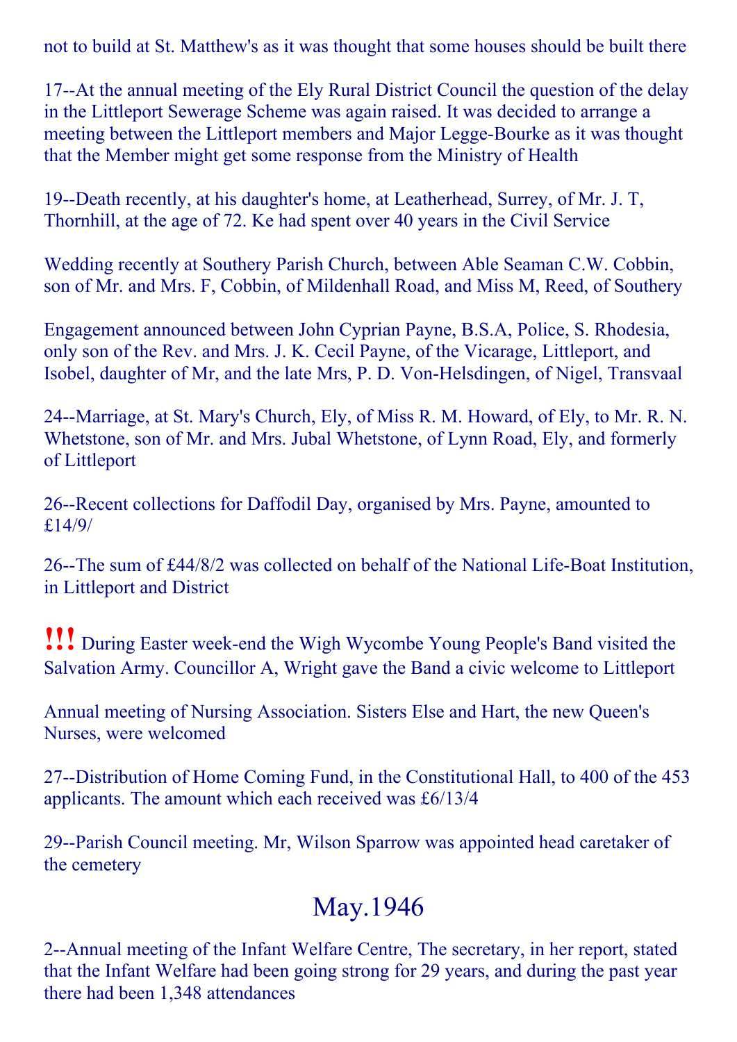not to build at St. Matthew's as it was thought that some houses should be built there

17--At the annual meeting of the Ely Rural District Council the question of the delay in the Littleport Sewerage Scheme was again raised. It was decided to arrange a meeting between the Littleport members and Major Legge-Bourke as it was thought that the Member might get some response from the Ministry of Health

19--Death recently, at his daughter's home, at Leatherhead, Surrey, of Mr. J. T, Thornhill, at the age of 72. Ke had spent over 40 years in the Civil Service

Wedding recently at Southery Parish Church, between Able Seaman C.W. Cobbin, son of Mr. and Mrs. F, Cobbin, of Mildenhall Road, and Miss M, Reed, of Southery

Engagement announced between John Cyprian Payne, B.S.A, Police, S. Rhodesia, only son of the Rev. and Mrs. J. K. Cecil Payne, of the Vicarage, Littleport, and Isobel, daughter of Mr, and the late Mrs, P. D. Von-Helsdingen, of Nigel, Transvaal

24--Marriage, at St. Mary's Church, Ely, of Miss R. M. Howard, of Ely, to Mr. R. N. Whetstone, son of Mr. and Mrs. Jubal Whetstone, of Lynn Road, Ely, and formerly of Littleport

26--Recent collections for Daffodil Day, organised by Mrs. Payne, amounted to £14/9/

26--The sum of £44/8/2 was collected on behalf of the National Life-Boat Institution, in Littleport and District

!!! During Easter week-end the Wigh Wycombe Young People's Band visited the Salvation Army. Councillor A, Wright gave the Band a civic welcome to Littleport

Annual meeting of Nursing Association. Sisters Else and Hart, the new Queen's Nurses, were welcomed

27--Distribution of Home Coming Fund, in the Constitutional Hall, to 400 of the 453 applicants. The amount which each received was £6/13/4

29--Parish Council meeting. Mr, Wilson Sparrow was appointed head caretaker of the cemetery

## May.1946

2--Annual meeting of the Infant Welfare Centre, The secretary, in her report, stated that the Infant Welfare had been going strong for 29 years, and during the past year there had been 1,348 attendances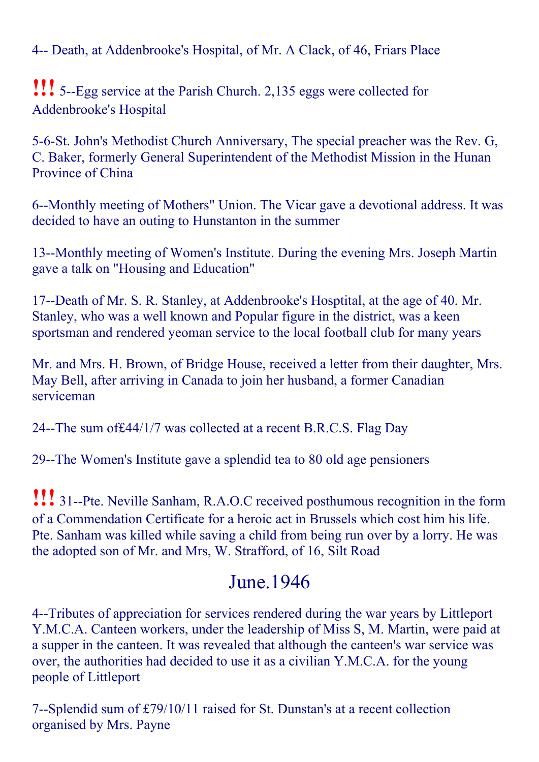4-- Death, at Addenbrooke's Hospital, of Mr. A Clack, of 46, Friars Place

**!!!** 5--Egg service at the Parish Church. 2,135 eggs were collected for Addenbrooke's Hospital

5-6-St. John's Methodist Church Anniversary, The special preacher was the Rev. G, C. Baker, formerly General Superintendent of the Methodist Mission in the Hunan Province of China

6--Monthly meeting of Mothers" Union. The Vicar gave a devotional address. It was decided to have an outing to Hunstanton in the summer

13--Monthly meeting of Women's Institute. During the evening Mrs. Joseph Martin gave a talk on "Housing and Education"

17--Death of Mr. S. R. Stanley, at Addenbrooke's Hosptital, at the age of 40. Mr. Stanley, who was a well known and Popular figure in the district, was a keen sportsman and rendered yeoman service to the local football club for many years

Mr. and Mrs. H. Brown, of Bridge House, received a letter from their daughter, Mrs. May Bell, after arriving in Canada to join her husband, a former Canadian serviceman

24--The sum of£44/1/7 was collected at a recent B.R.C.S. Flag Day

29--The Women's Institute gave a splendid tea to 80 old age pensioners

**!!!** 31--Pte. Neville Sanham, R.A.O.C received posthumous recognition in the form of a Commendation Certificate for a heroic act in Brussels which cost him his life. Pte. Sanham was killed while saving a child from being run over by a lorry. He was the adopted son of Mr. and Mrs, W. Strafford, of 16, Silt Road

## June.1946

4--Tributes of appreciation for services rendered during the war years by Littleport Y.M.C.A. Canteen workers, under the leadership of Miss S, M. Martin, were paid at a supper in the canteen. It was revealed that although the canteen's war service was over, the authorities had decided to use it as a civilian Y.M.C.A. for the young people of Littleport

7--Splendid sum of £79/10/11 raised for St. Dunstan's at a recent collection organised by Mrs. Payne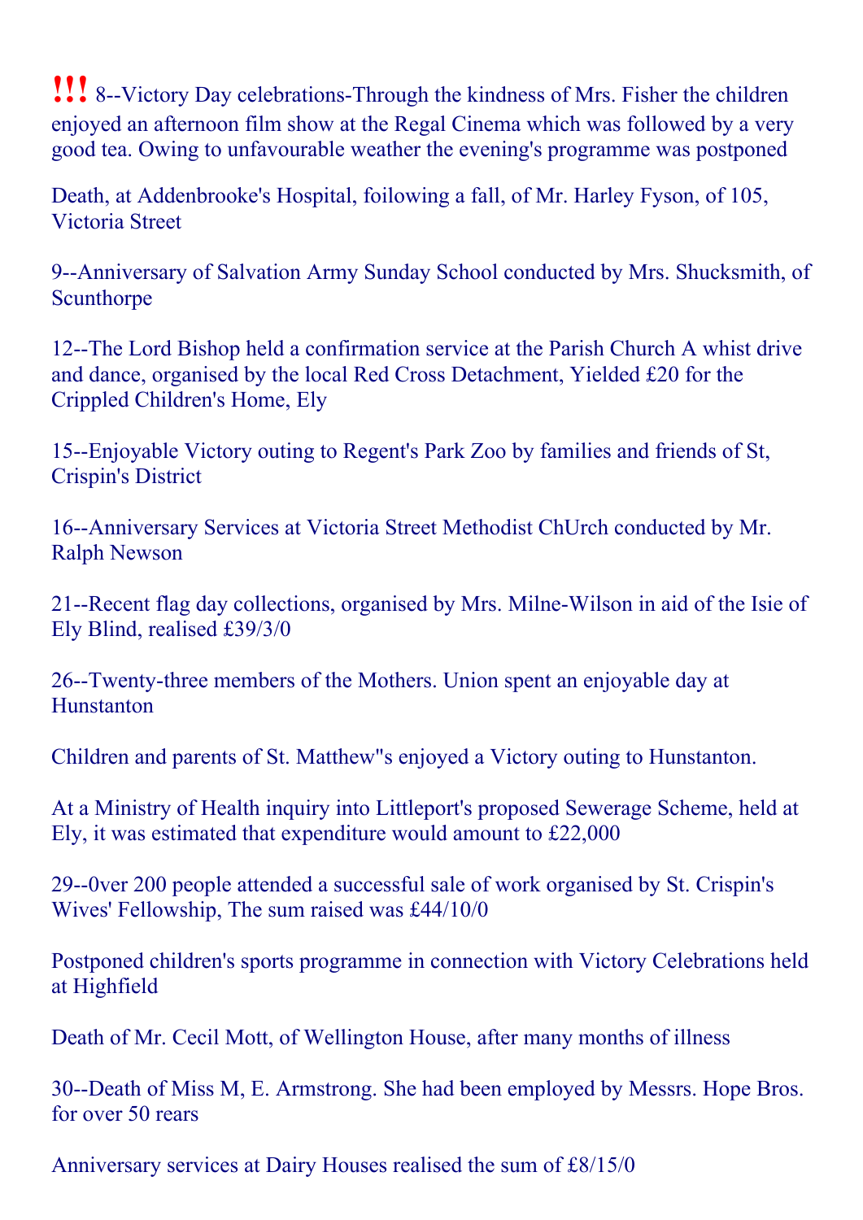!!! 8--Victory Day celebrations-Through the kindness of Mrs. Fisher the children enjoyed an afternoon film show at the Regal Cinema which was followed by a very good tea. Owing to unfavourable weather the evening's programme was postponed

Death, at Addenbrooke's Hospital, foilowing a fall, of Mr. Harley Fyson, of 105, Victoria Street

9--Anniversary of Salvation Army Sunday School conducted by Mrs. Shucksmith, of Scunthorpe

12--The Lord Bishop held a confirmation service at the Parish Church A whist drive and dance, organised by the local Red Cross Detachment, Yielded £20 for the Crippled Children's Home, Ely

15--Enjoyable Victory outing to Regent's Park Zoo by families and friends of St, Crispin's District

16--Anniversary Services at Victoria Street Methodist ChUrch conducted by Mr. Ralph Newson

21--Recent flag day collections, organised by Mrs. Milne-Wilson in aid of the Isie of Ely Blind, realised £39/3/0

26--Twenty-three members of the Mothers. Union spent an enjoyable day at Hunstanton

Children and parents of St. Matthew"s enjoyed a Victory outing to Hunstanton.

At a Ministry of Health inquiry into Littleport's proposed Sewerage Scheme, held at Ely, it was estimated that expenditure would amount to £22,000

29--0ver 200 people attended a successful sale of work organised by St. Crispin's Wives' Fellowship, The sum raised was £44/10/0

Postponed children's sports programme in connection with Victory Celebrations held at Highfield

Death of Mr. Cecil Mott, of Wellington House, after many months of illness

30--Death of Miss M, E. Armstrong. She had been employed by Messrs. Hope Bros. for over 50 rears

Anniversary services at Dairy Houses realised the sum of £8/15/0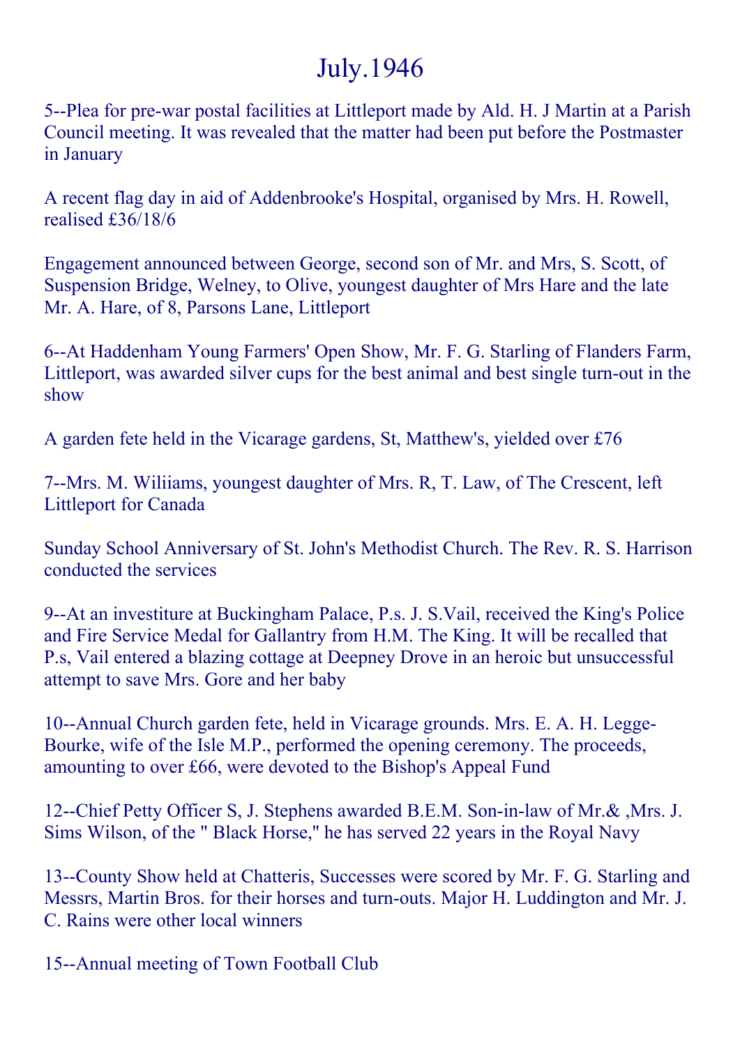# July.1946

5--Plea for pre-war postal facilities at Littleport made by Ald. H. J Martin at a Parish Council meeting. It was revealed that the matter had been put before the Postmaster in January

A recent flag day in aid of Addenbrooke's Hospital, organised by Mrs. H. Rowell, realised £36/18/6

Engagement announced between George, second son of Mr. and Mrs, S. Scott, of Suspension Bridge, Welney, to Olive, youngest daughter of Mrs Hare and the late Mr. A. Hare, of 8, Parsons Lane, Littleport

6--At Haddenham Young Farmers' Open Show, Mr. F. G. Starling of Flanders Farm, Littleport, was awarded silver cups for the best animal and best single turn-out in the show

A garden fete held in the Vicarage gardens, St, Matthew's, yielded over £76

7--Mrs. M. Wiliiams, youngest daughter of Mrs. R, T. Law, of The Crescent, left Littleport for Canada

Sunday School Anniversary of St. John's Methodist Church. The Rev. R. S. Harrison conducted the services

9--At an investiture at Buckingham Palace, P.s. J. S.Vail, received the King's Police and Fire Service Medal for Gallantry from H.M. The King. It will be recalled that P.s, Vail entered a blazing cottage at Deepney Drove in an heroic but unsuccessful attempt to save Mrs. Gore and her baby

10--Annual Church garden fete, held in Vicarage grounds. Mrs. E. A. H. Legge-Bourke, wife of the Isle M.P., performed the opening ceremony. The proceeds, amounting to over £66, were devoted to the Bishop's Appeal Fund

12--Chief Petty Officer S, J. Stephens awarded B.E.M. Son-in-law of Mr.& ,Mrs. J. Sims Wilson, of the " Black Horse," he has served 22 years in the Royal Navy

13--County Show held at Chatteris, Successes were scored by Mr. F. G. Starling and Messrs, Martin Bros. for their horses and turn-outs. Major H. Luddington and Mr. J. C. Rains were other local winners

15--Annual meeting of Town Football Club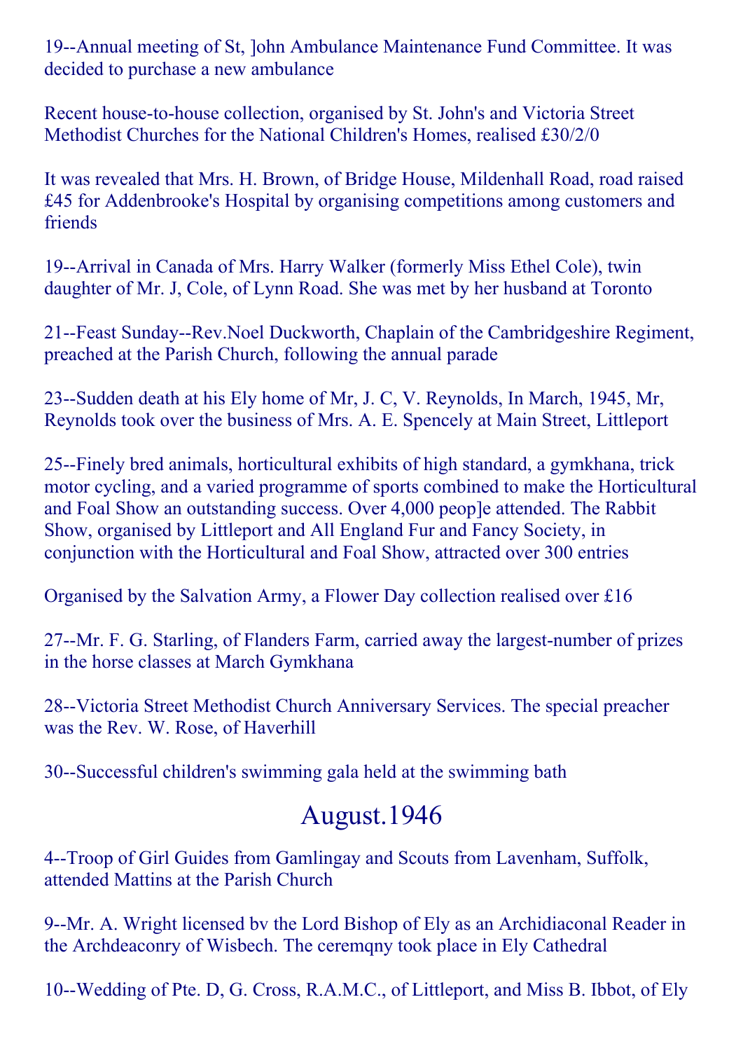19--Annual meeting of St, ]ohn Ambulance Maintenance Fund Committee. It was decided to purchase a new ambulance

Recent house-to-house collection, organised by St. John's and Victoria Street Methodist Churches for the National Children's Homes, realised £30/2/0

It was revealed that Mrs. H. Brown, of Bridge House, Mildenhall Road, road raised £45 for Addenbrooke's Hospital by organising competitions among customers and friends

19--Arrival in Canada of Mrs. Harry Walker (formerly Miss Ethel Cole), twin daughter of Mr. J, Cole, of Lynn Road. She was met by her husband at Toronto

21--Feast Sunday--Rev.Noel Duckworth, Chaplain of the Cambridgeshire Regiment, preached at the Parish Church, following the annual parade

23--Sudden death at his Ely home of Mr, J. C, V. Reynolds, In March, 1945, Mr, Reynolds took over the business of Mrs. A. E. Spencely at Main Street, Littleport

25--Finely bred animals, horticultural exhibits of high standard, a gymkhana, trick motor cycling, and a varied programme of sports combined to make the Horticultural and Foal Show an outstanding success. Over 4,000 peop]e attended. The Rabbit Show, organised by Littleport and All England Fur and Fancy Society, in conjunction with the Horticultural and Foal Show, attracted over 300 entries

Organised by the Salvation Army, a Flower Day collection realised over £16

27--Mr. F. G. Starling, of Flanders Farm, carried away the largest-number of prizes in the horse classes at March Gymkhana

28--Victoria Street Methodist Church Anniversary Services. The special preacher was the Rev. W. Rose, of Haverhill

30--Successful children's swimming gala held at the swimming bath

## August.1946

4--Troop of Girl Guides from Gamlingay and Scouts from Lavenham, Suffolk, attended Mattins at the Parish Church

9--Mr. A. Wright licensed bv the Lord Bishop of Ely as an Archidiaconal Reader in the Archdeaconry of Wisbech. The ceremqny took place in Ely Cathedral

10--Wedding of Pte. D, G. Cross, R.A.M.C., of Littleport, and Miss B. Ibbot, of Ely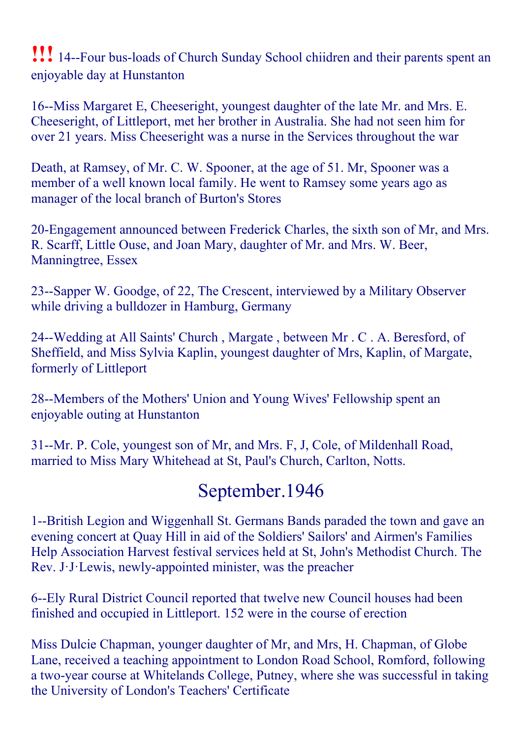!!! 14--Four bus-loads of Church Sunday School chiidren and their parents spent an enjoyable day at Hunstanton

16--Miss Margaret E, Cheeseright, youngest daughter of the late Mr. and Mrs. E. Cheeseright, of Littleport, met her brother in Australia. She had not seen him for over 21 years. Miss Cheeseright was a nurse in the Services throughout the war

Death, at Ramsey, of Mr. C. W. Spooner, at the age of 51. Mr, Spooner was a member of a well known local family. He went to Ramsey some years ago as manager of the local branch of Burton's Stores

20-Engagement announced between Frederick Charles, the sixth son of Mr, and Mrs. R. Scarff, Little Ouse, and Joan Mary, daughter of Mr. and Mrs. W. Beer, Manningtree, Essex

23--Sapper W. Goodge, of 22, The Crescent, interviewed by a Military Observer while driving a bulldozer in Hamburg, Germany

24--Wedding at All Saints' Church , Margate , between Mr . C . A. Beresford, of Sheffield, and Miss Sylvia Kaplin, youngest daughter of Mrs, Kaplin, of Margate, formerly of Littleport

28--Members of the Mothers' Union and Young Wives' Fellowship spent an enjoyable outing at Hunstanton

31--Mr. P. Cole, youngest son of Mr, and Mrs. F, J, Cole, of Mildenhall Road, married to Miss Mary Whitehead at St, Paul's Church, Carlton, Notts.

## September.1946

1--British Legion and Wiggenhall St. Germans Bands paraded the town and gave an evening concert at Quay Hill in aid of the Soldiers' Sailors' and Airmen's Families Help Association Harvest festival services held at St, John's Methodist Church. The Rev. J·J·Lewis, newly-appointed minister, was the preacher

6--Ely Rural District Council reported that twelve new Council houses had been finished and occupied in Littleport. 152 were in the course of erection

Miss Dulcie Chapman, younger daughter of Mr, and Mrs, H. Chapman, of Globe Lane, received a teaching appointment to London Road School, Romford, following a two-year course at Whitelands College, Putney, where she was successful in taking the University of London's Teachers' Certificate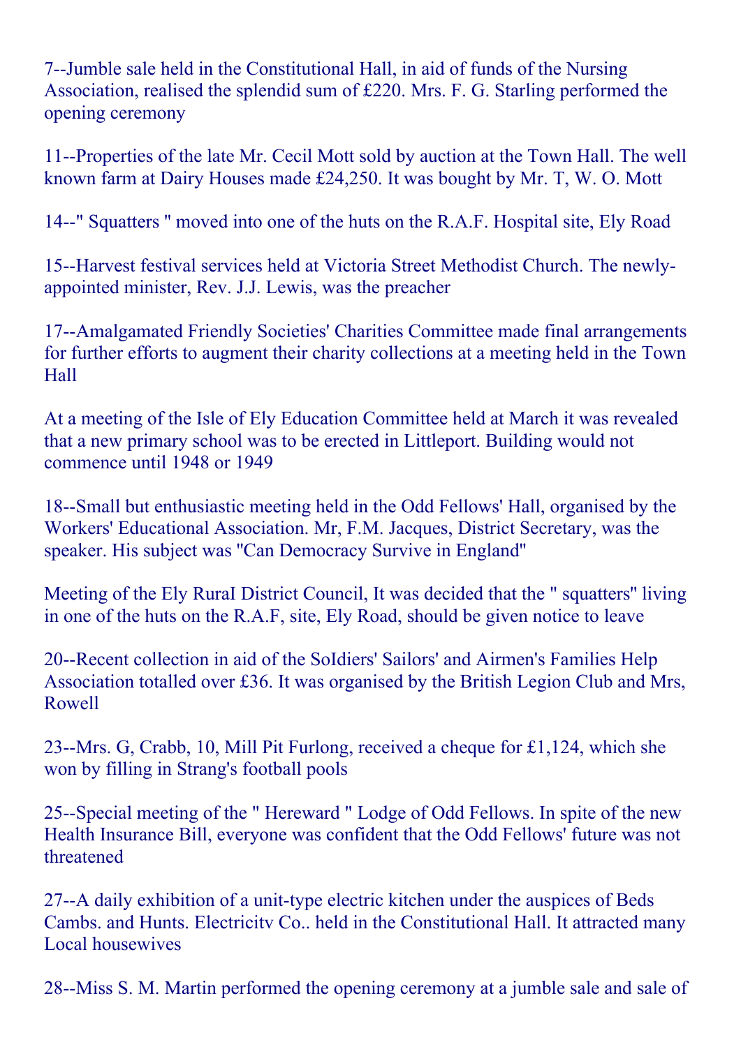7--Jumble sale held in the Constitutional Hall, in aid of funds of the Nursing Association, realised the splendid sum of £220. Mrs. F. G. Starling performed the opening ceremony

11--Properties of the late Mr. Cecil Mott sold by auction at the Town Hall. The well known farm at Dairy Houses made £24,250. It was bought by Mr. T, W. O. Mott

14--" Squatters " moved into one of the huts on the R.A.F. Hospital site, Ely Road

15--Harvest festival services held at Victoria Street Methodist Church. The newly-appointed minister, Rev. J.J. Lewis, was the preacher

17--Amalgamated Friendly Societies' Charities Committee made final arrangements for further efforts to augment their charity collections at a meeting held in the Town Hall

At a meeting of the Isle of Ely Education Committee held at March it was revealed that a new primary school was to be erected in Littleport. Building would not commence until 1948 or 1949

18--Small but enthusiastic meeting held in the Odd Fellows' Hall, organised by the Workers' Educational Association. Mr, F.M. Jacques, District Secretary, was the speaker. His subject was "Can Democracy Survive in England"

Meeting of the Ely RuraI District Council, It was decided that the " squatters" living in one of the huts on the R.A.F, site, Ely Road, should be given notice to leave

20--Recent collection in aid of the SoIdiers' Sailors' and Airmen's Families Help Association totalled over £36. It was organised by the British Legion Club and Mrs, Rowell

23--Mrs. G, Crabb, 10, Mill Pit Furlong, received a cheque for £1,124, which she won by filling in Strang's football pools

25--Special meeting of the " Hereward " Lodge of Odd Fellows. In spite of the new Health Insurance Bill, everyone was confident that the Odd Fellows' future was not threatened

27--A daily exhibition of a unit-type electric kitchen under the auspices of Beds Cambs. and Hunts. Electricitv Co.. held in the Constitutional Hall. It attracted many Local housewives

28--Miss S. M. Martin performed the opening ceremony at a jumble sale and sale of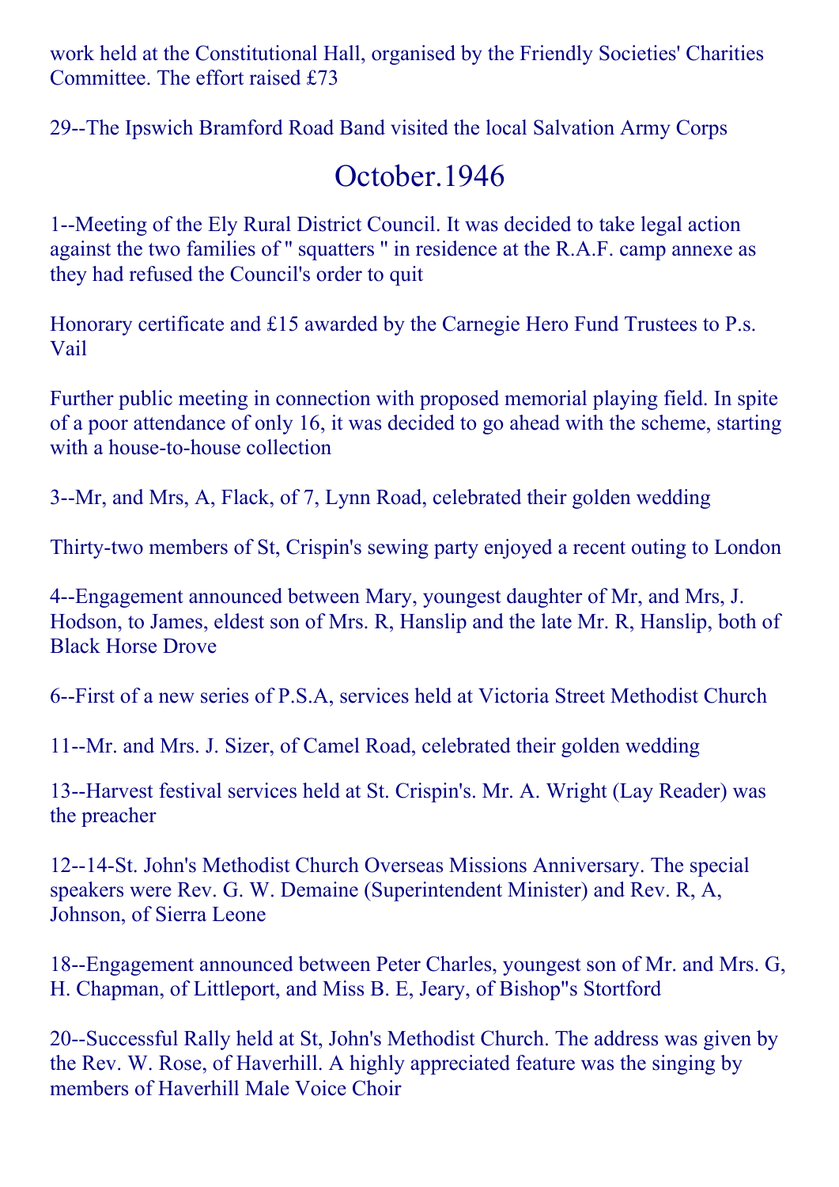work held at the Constitutional Hall, organised by the Friendly Societies' Charities Committee. The effort raised £73

29--The Ipswich Bramford Road Band visited the local Salvation Army Corps

## October.1946

1--Meeting of the Ely Rural District Council. It was decided to take legal action against the two families of " squatters " in residence at the R.A.F. camp annexe as they had refused the Council's order to quit

Honorary certificate and £15 awarded by the Carnegie Hero Fund Trustees to P.s. Vail

Further public meeting in connection with proposed memorial playing field. In spite of a poor attendance of only 16, it was decided to go ahead with the scheme, starting with a house-to-house collection

3--Mr, and Mrs, A, Flack, of 7, Lynn Road, celebrated their golden wedding

Thirty-two members of St, Crispin's sewing party enjoyed a recent outing to London

4--Engagement announced between Mary, youngest daughter of Mr, and Mrs, J. Hodson, to James, eldest son of Mrs. R, Hanslip and the late Mr. R, Hanslip, both of Black Horse Drove

6--First of a new series of P.S.A, services held at Victoria Street Methodist Church

11--Mr. and Mrs. J. Sizer, of Camel Road, celebrated their golden wedding

13--Harvest festival services held at St. Crispin's. Mr. A. Wright (Lay Reader) was the preacher

12--14-St. John's Methodist Church Overseas Missions Anniversary. The special speakers were Rev. G. W. Demaine (Superintendent Minister) and Rev. R, A, Johnson, of Sierra Leone

18--Engagement announced between Peter Charles, youngest son of Mr. and Mrs. G, H. Chapman, of Littleport, and Miss B. E, Jeary, of Bishop"s Stortford

20--Successful Rally held at St, John's Methodist Church. The address was given by the Rev. W. Rose, of Haverhill. A highly appreciated feature was the singing by members of Haverhill Male Voice Choir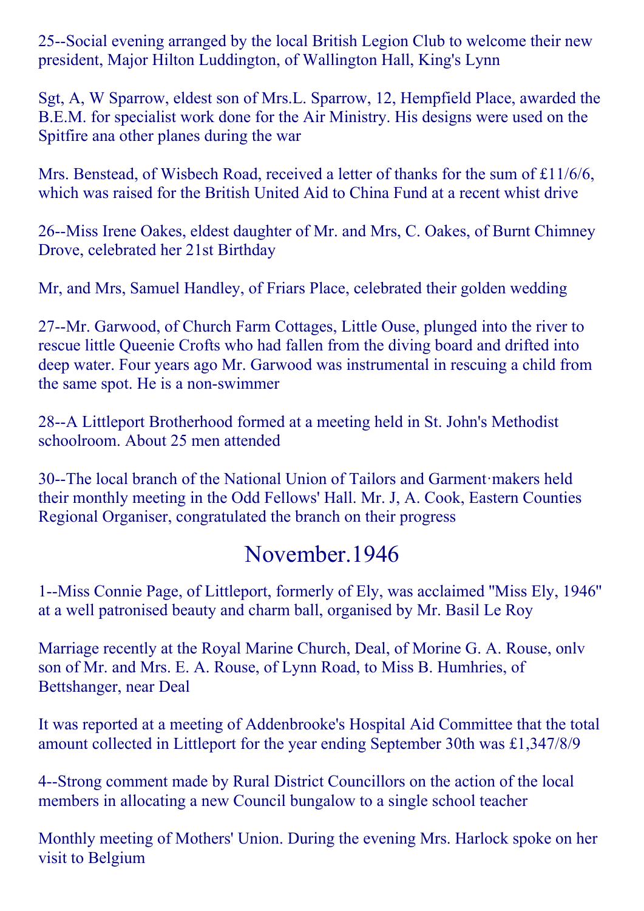25--Social evening arranged by the local British Legion Club to welcome their new president, Major Hilton Luddington, of Wallington Hall, King's Lynn

Sgt, A, W Sparrow, eldest son of Mrs.L. Sparrow, 12, Hempfield Place, awarded the B.E.M. for specialist work done for the Air Ministry. His designs were used on the Spitfire ana other planes during the war

Mrs. Benstead, of Wisbech Road, received a letter of thanks for the sum of £11/6/6, which was raised for the British United Aid to China Fund at a recent whist drive

26--Miss Irene Oakes, eldest daughter of Mr. and Mrs, C. Oakes, of Burnt Chimney Drove, celebrated her 21st Birthday

Mr, and Mrs, Samuel Handley, of Friars Place, celebrated their golden wedding

27--Mr. Garwood, of Church Farm Cottages, Little Ouse, plunged into the river to rescue little Queenie Crofts who had fallen from the diving board and drifted into deep water. Four years ago Mr. Garwood was instrumental in rescuing a child from the same spot. He is a non-swimmer

28--A Littleport Brotherhood formed at a meeting held in St. John's Methodist schoolroom. About 25 men attended

30--The local branch of the National Union of Tailors and Garment·makers held their monthly meeting in the Odd Fellows' Hall. Mr. J, A. Cook, Eastern Counties Regional Organiser, congratulated the branch on their progress

## November.1946

1--Miss Connie Page, of Littleport, formerly of Ely, was acclaimed "Miss Ely, 1946" at a well patronised beauty and charm ball, organised by Mr. Basil Le Roy

Marriage recently at the Royal Marine Church, Deal, of Morine G. A. Rouse, onlv son of Mr. and Mrs. E. A. Rouse, of Lynn Road, to Miss B. Humhries, of Bettshanger, near Deal

It was reported at a meeting of Addenbrooke's Hospital Aid Committee that the total amount collected in Littleport for the year ending September 30th was £1,347/8/9

4--Strong comment made by Rural District Councillors on the action of the local members in allocating a new Council bungalow to a single school teacher

Monthly meeting of Mothers' Union. During the evening Mrs. Harlock spoke on her visit to Belgium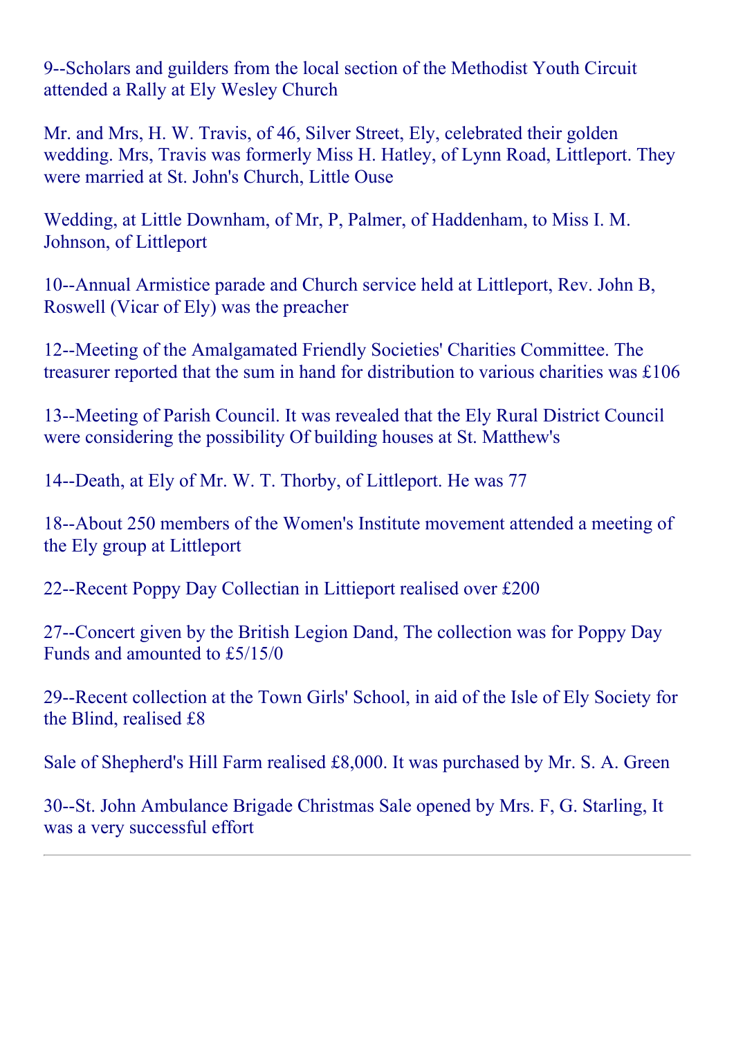9--Scholars and guilders from the local section of the Methodist Youth Circuit attended a Rally at Ely Wesley Church

Mr. and Mrs, H. W. Travis, of 46, Silver Street, Ely, celebrated their golden wedding. Mrs, Travis was formerly Miss H. Hatley, of Lynn Road, Littleport. They were married at St. John's Church, Little Ouse

Wedding, at Little Downham, of Mr, P, Palmer, of Haddenham, to Miss I. M. Johnson, of Littleport

10--Annual Armistice parade and Church service held at Littleport, Rev. John B, Roswell (Vicar of Ely) was the preacher

12--Meeting of the Amalgamated Friendly Societies' Charities Committee. The treasurer reported that the sum in hand for distribution to various charities was £106

13--Meeting of Parish Council. It was revealed that the Ely Rural District Council were considering the possibility Of building houses at St. Matthew's

14--Death, at Ely of Mr. W. T. Thorby, of Littleport. He was 77

18--About 250 members of the Women's Institute movement attended a meeting of the Ely group at Littleport

22--Recent Poppy Day Collectian in Littieport realised over £200

27--Concert given by the British Legion Dand, The collection was for Poppy Day Funds and amounted to £5/15/0

29--Recent collection at the Town Girls' School, in aid of the Isle of Ely Society for the Blind, realised £8

Sale of Shepherd's Hill Farm realised £8,000. It was purchased by Mr. S. A. Green

30--St. John Ambulance Brigade Christmas Sale opened by Mrs. F, G. Starling, It was a very successful effort

---